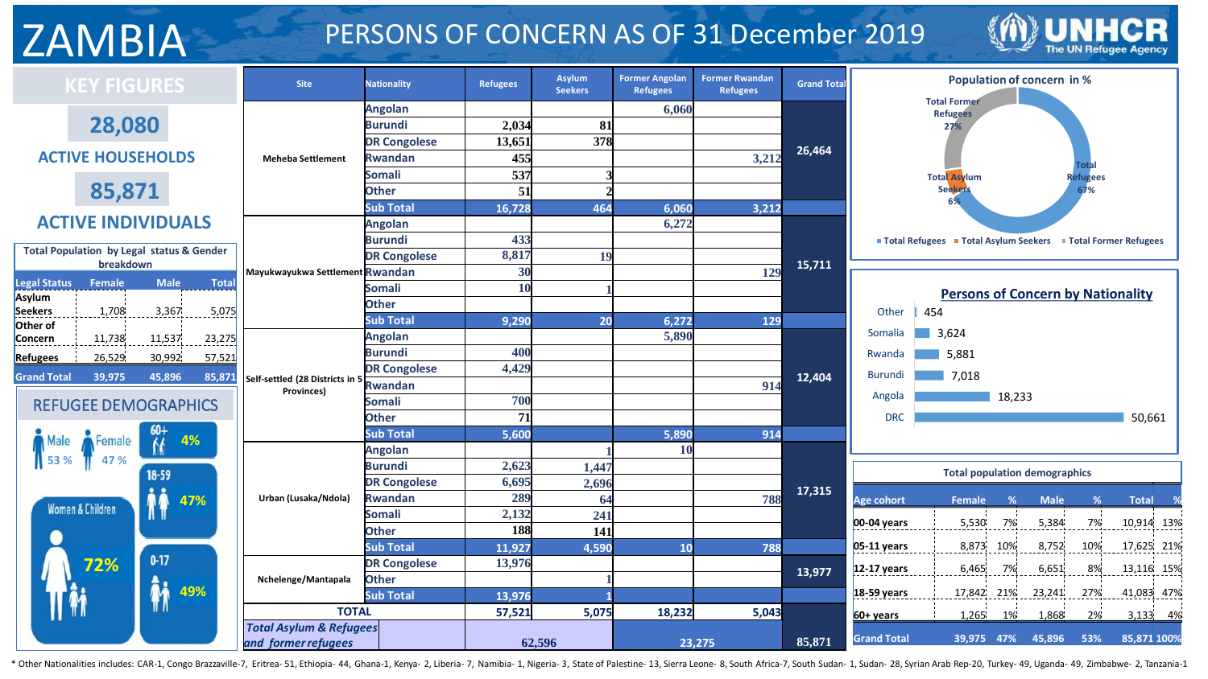# ZAMBIA

## PERSONS OF CONCERN AS OF 31 December 2019

UNHCR The UN Refugee Agency

## KEY FIGURES

**28,080**

**ACTIVE HOUSEHOLDS**

**85,871**

**ACTIVE INDIVIDUALS**

### Total Population by Legal status & Gender breakdown

| Legal Status | Female | Male | Total |
|---|---|---|---|
| Asylum Seekers | 1,708 | 3,367 | 5,075 |
| Other of Concern | 11,738 | 11,537 | 23,275 |
| Refugees | 26,529 | 30,992 | 57,521 |
| Grand Total | 39,975 | 45,896 | 85,871 |

### REFUGEE DEMOGRAPHICS

- Male 53 %
- Female 47 %
- 60+: 4%
- 18-59: 47%
- 0-17: 49%
- Women & Children: 72%

### Persons of concern by site

| Site | Nationality | Refugees | Asylum Seekers | Former Angolan Refugees | Former Rwandan Refugees | Grand Total |
|---|---|---|---|---|---|---|
| Meheba Settlement | Angolan | | | 6,060 | | 26,464 |
| | Burundi | 2,034 | 81 | | | |
| | DR Congolese | 13,651 | 378 | | | |
| | Rwandan | 455 | | | 3,212 | |
| | Somali | 537 | 3 | | | |
| | Other | 51 | 2 | | | |
| | Sub Total | 16,728 | 464 | 6,060 | 3,212 | |
| Mayukwayukwa Settlement | Angolan | | | 6,272 | | 15,711 |
| | Burundi | 433 | | | | |
| | DR Congolese | 8,817 | 19 | | | |
| | Rwandan | 30 | | | 129 | |
| | Somali | 10 | 1 | | | |
| | Other | | | | | |
| | Sub Total | 9,290 | 20 | 6,272 | 129 | |
| Self-settled (28 Districts in 5 Provinces) | Angolan | | | 5,890 | | 12,404 |
| | Burundi | 400 | | | | |
| | DR Congolese | 4,429 | | | | |
| | Rwandan | | | | 914 | |
| | Somali | 700 | | | | |
| | Other | 71 | | | | |
| | Sub Total | 5,600 | | 5,890 | 914 | |
| Urban (Lusaka/Ndola) | Angolan | | 1 | 10 | | 17,315 |
| | Burundi | 2,623 | 1,447 | | | |
| | DR Congolese | 6,695 | 2,696 | | | |
| | Rwandan | 289 | 64 | | 788 | |
| | Somali | 2,132 | 241 | | | |
| | Other | 188 | 141 | | | |
| | Sub Total | 11,927 | 4,590 | 10 | 788 | |
| Nchelenge/Mantapala | DR Congolese | 13,976 | | | | 13,977 |
| | Other | | 1 | | | |
| | Sub Total | 13,976 | 1 | | | |
| TOTAL | | 57,521 | 5,075 | 18,232 | 5,043 | |
| *Total Asylum & Refugees and former refugees* | | 62,596 | | 23,275 | | 85,871 |

### Population of concern in %

- Total Refugees: 67%
- Total Asylum Seekers: 6%
- Total Former Refugees: 27%

### Persons of Concern by Nationality

| Nationality | Persons |
|---|---|
| DRC | 50,661 |
| Angola | 18,233 |
| Burundi | 7,018 |
| Rwanda | 5,881 |
| Somalia | 3,624 |
| Other | 454 |

### Total population demographics

| Age cohort | Female | % | Male | % | Total | % |
|---|---|---|---|---|---|---|
| 00-04 years | 5,530 | 7% | 5,384 | 7% | 10,914 | 13% |
| 05-11 years | 8,873 | 10% | 8,752 | 10% | 17,625 | 21% |
| 12-17 years | 6,465 | 7% | 6,651 | 8% | 13,116 | 15% |
| 18-59 years | 17,842 | 21% | 23,241 | 27% | 41,083 | 47% |
| 60+ years | 1,265 | 1% | 1,868 | 2% | 3,133 | 4% |
| Grand Total | 39,975 | 47% | 45,896 | 53% | 85,871 | 100% |

* Other Nationalities includes: CAR-1, Congo Brazzaville-7, Eritrea- 51, Ethiopia- 44, Ghana-1, Kenya- 2, Liberia- 7, Namibia- 1, Nigeria- 3, State of Palestine- 13, Sierra Leone- 8, South Africa-7, South Sudan- 1, Sudan- 28, Syrian Arab Rep-20, Turkey- 49, Uganda- 49, Zimbabwe- 2, Tanzania-1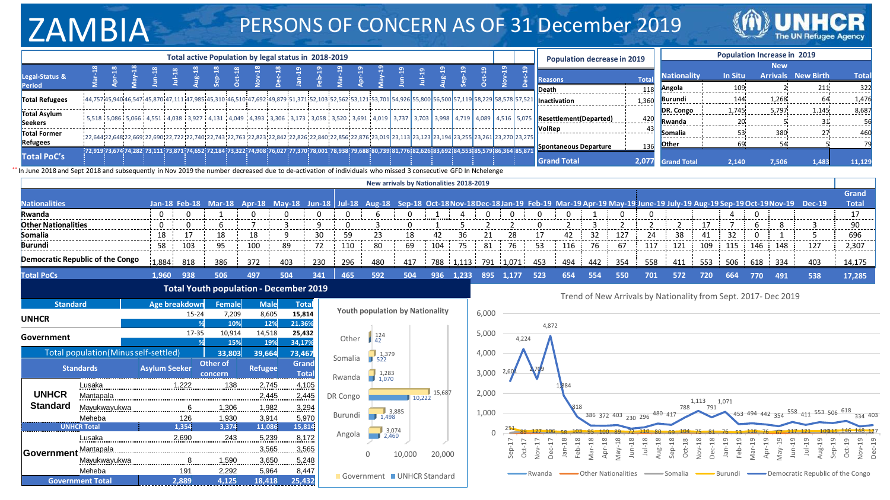# ZAMBIA

## PERSONS OF CONCERN AS OF 31 December 2019

### Total active Population by legal status in 2018-2019

| Legal-Status & Period | Mar-18 | Apr-18 | May-18 | Jun-18 | Jul-18 | Aug-18 | Sep-18 | Oct-18 | Nov-18 | Dec-18 | Jan-19 | Feb-19 | Mar-19 | Apr-19 | May-19 | Jun-19 | Jul-19 | Aug-19 | Sep-19 | Oct-19 | Nov-19 | Dec-19 |
|---|---|---|---|---|---|---|---|---|---|---|---|---|---|---|---|---|---|---|---|---|---|---|
| Total Refugees | 44,757 | 45,940 | 46,547 | 45,870 | 47,111 | 47,985 | 45,310 | 46,510 | 47,692 | 49,879 | 51,371 | 52,103 | 52,562 | 53,121 | 53,701 | 54,926 | 55,800 | 56,500 | 57,119 | 58,229 | 58,578 | 57,521 |
| Total Asylum Seekers | 5,518 | 5,086 | 5,066 | 4,551 | 4,038 | 3,927 | 4,131 | 4,049 | 4,393 | 3,306 | 3,173 | 3,058 | 3,520 | 3,691 | 4,019 | 3,737 | 3,703 | 3,998 | 4,719 | 4,089 | 4,516 | 5,075 |
| Total Former Refugees | 22,644 | 22,648 | 22,669 | 22,690 | 22,722 | 22,740 | 22,743 | 22,763 | 22,823 | 22,842 | 22,826 | 22,840 | 22,856 | 22,876 | 23,019 | 23,113 | 23,123 | 23,194 | 23,255 | 23,261 | 23,270 | 23,275 |
| Total PoC's | 72,919 | 73,674 | 74,282 | 73,111 | 73,871 | 74,652 | 72,184 | 73,322 | 74,908 | 76,027 | 77,370 | 78,001 | 78,938 | 79,688 | 80,739 | 81,776 | 82,626 | 83,692 | 84,553 | 85,579 | 86,364 | 85,871 |

** In June 2018 and Sept 2018 and subsequently in Nov 2019 the number decreased due to de-activation of individuals who missed 3 consecutive GFD In Nchelenge

### Population decrease in 2019

| Reasons | Total |
|---|---|
| Death | 118 |
| Inactivation | 1,360 |
| Resettlement(Departed) | 420 |
| VolRep | 43 |
| Spontaneous Departure | 136 |
| Grand Total | 2,077 |

### Population Increase in 2019

| Nationality | In Situ | New Arrivals | New Birth | Total |
|---|---|---|---|---|
| Angola | 109 | 2 | 211 | 322 |
| Burundi | 144 | 1,268 | 64 | 1,476 |
| DR. Congo | 1,745 | 5,797 | 1,145 | 8,687 |
| Rwanda | 20 | 5 | 31 | 56 |
| Somalia | 53 | 380 | 27 | 460 |
| Other | 69 | 54 | 5 | 79 |
| Grand Total | 2,140 | 7,506 | 1,483 | 11,129 |

### New arrivals by Nationalities 2018-2019

| Nationalities | Jan-18 | Feb-18 | Mar-18 | Apr-18 | May-18 | Jun-18 | Jul-18 | Aug-18 | Sep-18 | Oct-18 | Nov-18 | Dec-18 | Jan-19 | Feb-19 | Mar-19 | Apr-19 | May-19 | June-19 | July-19 | Aug-19 | Sep-19 | Oct-19 | Nov-19 | Dec-19 | Grand Total |
|---|---|---|---|---|---|---|---|---|---|---|---|---|---|---|---|---|---|---|---|---|---|---|---|---|---|
| Rwanda | 0 | 0 | 1 | 0 | 0 | 0 | 0 | 6 | 0 | 1 | 4 | 0 | 0 | 0 | 0 | 1 | 0 | 0 | | | 4 | 0 | | | 17 |
| Other Nationalities | 0 | 0 | 6 | 7 | 3 | 9 | 0 | 3 | 0 | 1 | 5 | 2 | 2 | 0 | 2 | 3 | 2 | 2 | 2 | 17 | 7 | 6 | 8 | 3 | 90 |
| Somalia | 18 | 17 | 18 | 18 | 9 | 30 | 59 | 23 | 18 | 42 | 36 | 21 | 28 | 17 | 42 | 32 | 127 | 24 | 38 | 41 | 32 | 0 | 1 | 5 | 696 |
| Burundi | 58 | 103 | 95 | 100 | 89 | 72 | 110 | 80 | 69 | 104 | 75 | 81 | 76 | 53 | 116 | 76 | 67 | 117 | 121 | 109 | 115 | 146 | 148 | 127 | 2,307 |
| Democratic Republic of the Congo | 1,884 | 818 | 386 | 372 | 403 | 230 | 296 | 480 | 417 | 788 | 1,113 | 791 | 1,071 | 453 | 494 | 442 | 354 | 558 | 411 | 553 | 506 | 618 | 334 | 403 | 14,175 |
| Total PoCs | 1,960 | 938 | 506 | 497 | 504 | 341 | 465 | 592 | 504 | 936 | 1,233 | 895 | 1,177 | 523 | 654 | 554 | 550 | 701 | 572 | 720 | 664 | 770 | 491 | 538 | 17,285 |

### Total Youth population - December 2019

| Standard | Age breakdown | Female | Male | Total |
|---|---|---|---|---|
| UNHCR | 15-24 | 7,209 | 8,605 | 15,814 |
| | % | 10% | 12% | 21.36% |
| Government | 17-35 | 10,914 | 14,518 | 25,432 |
| | % | 15% | 19% | 34,17% |
| Total population(Minus self-settled) | | 33,803 | 39,664 | 73,467 |

| Standards | | Asylum Seeker | Other of concern | Refugee | Grand Total |
|---|---|---|---|---|---|
| UNHCR Standard | Lusaka | 1,222 | 138 | 2,745 | 4,105 |
| | Mantapala | | | 2,445 | 2,445 |
| | Mayukwayukwa | 6 | 1,306 | 1,982 | 3,294 |
| | Meheba | 126 | 1,930 | 3,914 | 5,970 |
| UNHCR Total | | 1,354 | 3,374 | 11,086 | 15,814 |
| Government | Lusaka | 2,690 | 243 | 5,239 | 8,172 |
| | Mantapala | | | 3,565 | 3,565 |
| | Mayukwayukwa | 8 | 1,590 | 3,650 | 5,248 |
| | Meheba | 191 | 2,292 | 5,964 | 8,447 |
| Government Total | | 2,889 | 4,125 | 18,418 | 25,432 |

### Youth population by Nationality

| Nationality | Government | UNHCR Standard |
|---|---|---|
| Other | 124 | 42 |
| Somalia | 1,379 | 522 |
| Rwanda | 1,283 | 1,070 |
| DR Congo | 15,687 | 10,222 |
| Burundi | 3,885 | 1,498 |
| Angola | 3,074 | 2,460 |

### Trend of New Arrivals by Nationality from Sept. 2017- Dec 2019

Democratic Republic of the Congo: Sep-17: 2,601; Oct-17: 4,224; Nov-17: 2,709; Dec-17: 4,872; Jan-18: 1,884; Feb-18: 818; Mar-18: 386; Apr-18: 372; May-18: 403; Jun-18: 230; Jul-18: 296; Aug-18: 480; Sep-18: 417; Oct-18: 788; Nov-18: 1,113; Dec-18: 791; Jan-19: 1,071; Feb-19: 453; Mar-19: 494; Apr-19: 442; May-19: 354; Jun-19: 558; Jul-19: 411; Aug-19: 553; Sep-19: 506; Oct-19: 618; Nov-19: 334; Dec-19: 403

Burundi: Sep-17: 251; Oct-17: 89; Nov-17: 127; Dec-17: 106; Jan-18: 58; Feb-18: 103; Mar-18: 95; Apr-18: 100; May-18: 89; Jun-18: 72; Jul-18: 110; Aug-18: 80; Sep-18: 69; Oct-18: 104; Nov-18: 75; Dec-18: 81; Jan-19: 76; Feb-19: 53; Mar-19: 116; Apr-19: 76; May-19: 67; Jun-19: 117; Jul-19: 121; Aug-19: 109; Sep-19: 115; Oct-19: 146; Nov-19: 148; Dec-19: 127

Legend: Rwanda, Other Nationalities, Somalia, Burundi, Democratic Republic of the Congo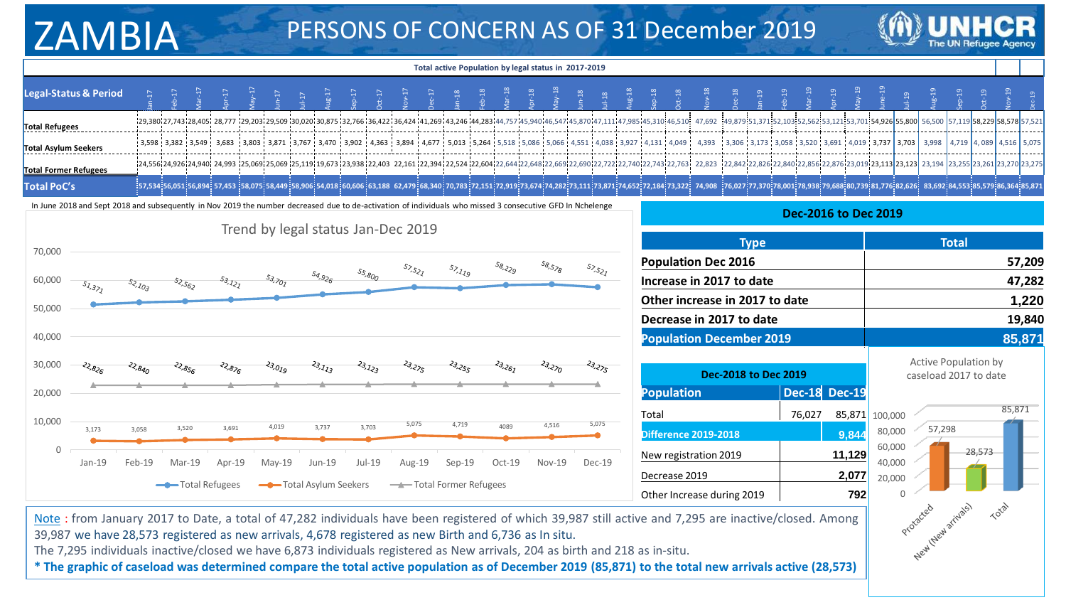# ZAMBIA

## PERSONS OF CONCERN AS OF 31 December 2019

UNHCR The UN Refugee Agency

**Total active Population by legal status in 2017-2019**

| Legal-Status & Period | Jan-17 | Feb-17 | Mar-17 | Apr-17 | May-17 | Jun-17 | Jul-17 | Aug-17 | Sep-17 | Oct-17 | Nov-17 | Dec-17 | Jan-18 | Feb-18 | Mar-18 | Apr-18 | May-18 | Jun-18 | Jul-18 | Aug-18 | Sep-18 | Oct-18 | Nov-18 | Dec-18 | Jan-19 | Feb-19 | Mar-19 | Apr-19 | May-19 | June-19 | Jul-19 | Aug-19 | Sep-19 | Oct-19 | Nov-19 | Dec-19 |
|---|---|---|---|---|---|---|---|---|---|---|---|---|---|---|---|---|---|---|---|---|---|---|---|---|---|---|---|---|---|---|---|---|---|---|---|---|
| Total Refugees | 29,380 | 27,743 | 28,405 | 28,777 | 29,203 | 29,509 | 30,020 | 30,875 | 32,766 | 36,422 | 36,424 | 41,269 | 43,246 | 44,283 | 44,757 | 45,940 | 46,547 | 45,870 | 47,111 | 47,985 | 45,310 | 46,510 | 47,692 | 49,879 | 51,371 | 52,103 | 52,562 | 53,121 | 53,701 | 54,926 | 55,800 | 56,500 | 57,119 | 58,229 | 58,578 | 57,521 |
| Total Asylum Seekers | 3,598 | 3,382 | 3,549 | 3,683 | 3,803 | 3,871 | 3,767 | 3,470 | 3,902 | 4,363 | 3,894 | 4,677 | 5,013 | 5,264 | 5,518 | 5,086 | 5,066 | 4,551 | 4,038 | 3,927 | 4,131 | 4,049 | 4,393 | 3,306 | 3,173 | 3,058 | 3,520 | 3,691 | 4,019 | 3,737 | 3,703 | 3,998 | 4,719 | 4,089 | 4,516 | 5,075 |
| Total Former Refugees | 24,556 | 24,926 | 24,940 | 24,993 | 25,069 | 25,069 | 25,119 | 19,673 | 23,938 | 22,403 | 22,161 | 22,394 | 22,524 | 22,604 | 22,644 | 22,648 | 22,669 | 22,690 | 22,722 | 22,740 | 22,743 | 22,763 | 22,823 | 22,842 | 22,826 | 22,840 | 22,856 | 22,876 | 23,019 | 23,113 | 23,123 | 23,194 | 23,255 | 23,261 | 23,270 | 23,275 |
| **Total PoC's** | 57,534 | 56,051 | 56,894 | 57,453 | 58,075 | 58,449 | 58,906 | 54,018 | 60,606 | 63,188 | 62,479 | 68,340 | 70,783 | 72,151 | 72,919 | 73,674 | 74,282 | 73,111 | 73,871 | 74,652 | 72,184 | 73,322 | 74,908 | 76,027 | 77,370 | 78,001 | 78,938 | 79,688 | 80,739 | 81,776 | 82,626 | 83,692 | 84,553 | 85,579 | 86,364 | 85,871 |

In June 2018 and Sept 2018 and subsequently in Nov 2019 the number decreased due to de-activation of individuals who missed 3 consecutive GFD In Nchelenge

Trend by legal status Jan-Dec 2019

70,000
60,000
50,000
40,000
30,000
20,000
10,000
0

Total Refugees: 51,371 52,103 52,562 53,121 53,701 54,926 55,800 57,521 57,119 58,229 58,578 57,521

Total Former Refugees: 22,826 22,840 22,856 22,876 23,019 23,113 23,123 23,275 23,255 23,261 23,270 23,275

Total Asylum Seekers: 3,173 3,058 3,520 3,691 4,019 3,737 3,703 5,075 4,719 4089 4,516 5,075

Jan-19 Feb-19 Mar-19 Apr-19 May-19 Jun-19 Jul-19 Aug-19 Sep-19 Oct-19 Nov-19 Dec-19

Total Refugees — Total Asylum Seekers — Total Former Refugees

**Dec-2016 to Dec 2019**

| Type | Total |
|---|---|
| Population Dec 2016 | 57,209 |
| Increase in 2017 to date | 47,282 |
| Other increase in 2017 to date | 1,220 |
| Decrease in 2017 to date | 19,840 |
| **Population December 2019** | **85,871** |

**Dec-2018 to Dec 2019**

| Population | Dec-18 | Dec-19 |
|---|---|---|
| Total | 76,027 | 85,871 |
| Difference 2019-2018 | | 9,844 |
| New registration 2019 | | 11,129 |
| Decrease 2019 | | 2,077 |
| Other Increase during 2019 | | 792 |

Active Population by caseload 2017 to date

100,000
80,000
60,000
40,000
20,000
0

Protracted: 57,298
New (New arrivals): 28,573
Total: 85,871

Note : from January 2017 to Date, a total of 47,282 individuals have been registered of which 39,987 still active and 7,295 are inactive/closed. Among 39,987 we have 28,573 registered as new arrivals, 4,678 registered as new Birth and 6,736 as In situ.
The 7,295 individuals inactive/closed we have 6,873 individuals registered as New arrivals, 204 as birth and 218 as in-situ.

**\* The graphic of caseload was determined compare the total active population as of December 2019 (85,871) to the total new arrivals active (28,573)**